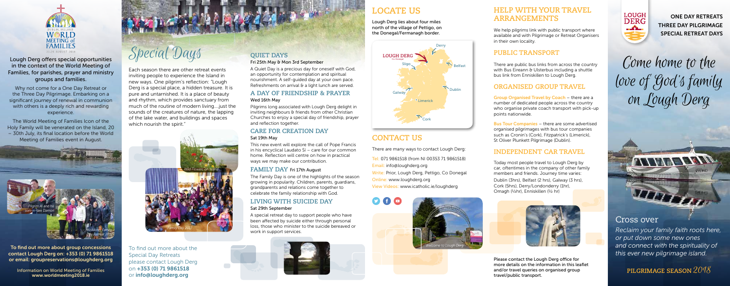Lough Derg offers special opportunities in the context of the World Meeting of Families, for parishes, prayer and ministry groups and families.

Why not come for a One Day Retreat or the Three Day Pilgrimage. Embarking on a significant journey of renewal in communion with others is a deeply rich and rewarding experience.

The World Meeting of Families Icon of the Holy Family will be venerated on the Island, 20 – 30th July, its final location before the World Meeting of Families event in August.

*Pilgrim Al and his son-in-law Damon*

*McAllister Family Day Retreat 2017*

**To find out more about group concessions contact Lough Derg on: +353 (0) 71 9861518 or email: groupreservations@loughderg.org**

Information on World Meeting of Families
**www.worldmeeting2018.ie**

# Special Days

Each season there are other retreat events inviting people to experience the Island in new ways. One pilgrim's reflection: "Lough Derg is a special place, a hidden treasure. It is pure and untarnished. It is a place of beauty and rhythm, which provides sanctuary from much of the routine of modern living....just the sounds of the creatures of nature, the lapping of the lake water, and buildings and spaces which nourish the spirit."

*Wild Flowers on Island*

*Family Day 2017*

To find out more about the Special Day Retreats please contact Lough Derg on **+353 (0) 71 9861518** or **info@loughderg.org**

## QUIET DAYS

**Fri 25th May & Mon 3rd September**

A Quiet Day is a precious day for oneself with God, an opportunity for contemplation and spiritual nourishment. A self-guided day at your own pace. Refreshments on arrival & a light lunch are served.

## A DAY OF FRIENDSHIP & PRAYER

**Wed 16th May**

Pilgrims long associated with Lough Derg delight in inviting neighbours & friends from other Christian Churches to enjoy a special day of friendship, prayer and reflection together.

## CARE FOR CREATION DAY

**Sat 19th May**

This new event will explore the call of Pope Francis in his encyclical Laudato Sí – care for our common home. Reflection will centre on how in practical ways we may make our contribution.

## FAMILY DAY Fri 17th August

The Family Day is one of the highlights of the season growing in popularity. Children, parents, guardians, grandparents and relations come together to celebrate the family relationship with God.

## LIVING WITH SUICIDE DAY

**Sat 29th September**

A special retreat day to support people who have been affected by suicide either through personal loss, those who minister to the suicide bereaved or work in support services.

## LOCATE US

Lough Derg lies about four miles north of the village of Pettigo, on the Donegal/Fermanagh border.

## CONTACT US

There are many ways to contact Lough Derg:

Tel: 071 9861518 (from NI 00353 71 9861518)
Email: info@loughderg.org
Write: Prior, Lough Derg, Pettigo, Co Donegal
Online: www.loughderg.org
View Videos: www.icatholic.ie/loughderg

*Welcome to Lough Derg*

## HELP WITH YOUR TRAVEL ARRANGEMENTS

We help pilgrims link with public transport where available and with Pilgrimage or Retreat Organisers in their own locality.

## PUBLIC TRANSPORT

There are public bus links from across the country with Bus Eireann & Ulsterbus including a shuttle bus link from Enniskillen to Lough Derg.

## ORGANISED GROUP TRAVEL

Group Organised Travel by Coach – there are a number of dedicated people across the country who organise private coach transport with pick-up points nationwide.

Bus Tour Companies – there are some advertised organised pilgrimages with bus tour companies such as Cronin's (Cork), Fitzpatrick's (Limerick), St Oliver Plunkett Pilgrimage (Dublin).

## INDEPENDENT CAR TRAVEL

Today most people travel to Lough Derg by car, oftentimes in the company of other family members and friends. Journey time varies: Dublin (3hrs), Belfast (2 hrs), Galway (3 hrs), Cork (5hrs), Derry/Londonderry (1hr), Omagh (½hr), Enniskillen (½ hr)

*Patrick the Pilgrim*

Please contact the Lough Derg office for more details on the information in this leaflet and/or travel queries on organised group travel/public transport.

**ONE DAY RETREATS**
**THREE DAY PILGRIMAGE**
**SPECIAL RETREAT DAYS**

# Come home to the love of God's family on Lough Derg

## Cross over

*Reclaim your family faith roots here, or put down some new ones and connect with the spirituality of this ever new pilgrimage island.*

**PILGRIMAGE SEASON 2018**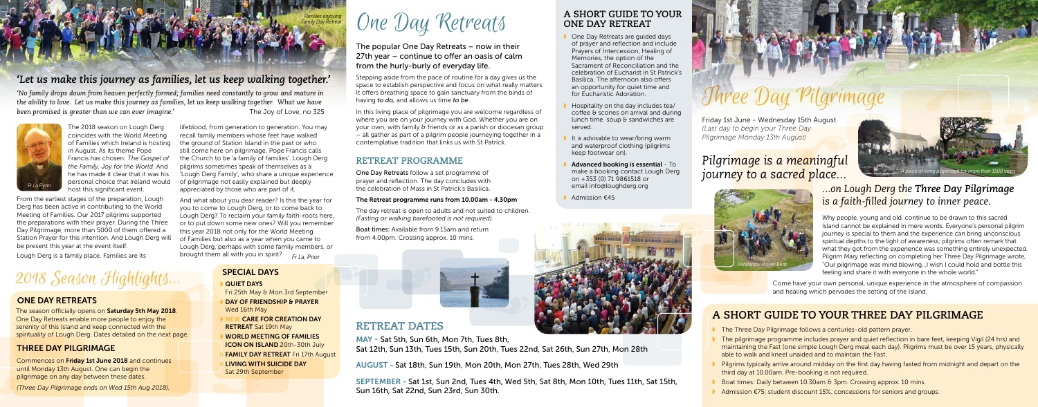Families enjoying Family Day Retreat

## 'Let us make this journey as families, let us keep walking together.'

*'No family drops down from heaven perfectly formed; families need constantly to grow and mature in the ability to love. Let us make this journey as families, let us keep walking together. What we have been promised is greater than we can ever imagine.'* The Joy of Love, no 325

Fr La Flynn

The 2018 season on Lough Derg coincides with the World Meeting of Families which Ireland is hosting in August. As its theme Pope Francis has chosen: *The Gospel of the Family, Joy for the World*. And he has made it clear that it was his personal choice that Ireland would host this significant event.

From the earliest stages of the preparation, Lough Derg has been active in contributing to the World Meeting of Families. Our 2017 pilgrims supported the preparations with their prayer. During the Three Day Pilgrimage, more than 5000 of them offered a Station Prayer for this intention. And Lough Derg will be present this year at the event itself.

Lough Derg is a family place. Families are its lifeblood, from generation to generation. You may recall family members whose feet have walked the ground of Station Island in the past or who still come here on pilgrimage. Pope Francis calls the Church to be 'a family of families'. Lough Derg pilgrims sometimes speak of themselves as a 'Lough Derg Family', who share a unique experience of pilgrimage not easily explained but deeply appreciated by those who are part of it.

And what about you dear reader? Is this the year for you to come to Lough Derg, or to come back to Lough Derg? To reclaim your family faith-roots here, or to put down some new ones? Will you remember this year 2018 not only for the World Meeting of Families but also as a year when you came to Lough Derg, perhaps with some family members, or brought them all with you in spirit? *Fr La, Prior*

# 2018 Season Highlights...

### ONE DAY RETREATS

The season officially opens on **Saturday 5th May 2018**. One Day Retreats enable more people to enjoy the serenity of this Island and keep connected with the spirituality of Lough Derg. Dates detailed on the next page.

### THREE DAY PILGRIMAGE

Commences on **Friday 1st June 2018** and continues until Monday 13th August. One can begin the pilgrimage on any day between these dates.

*(Three Day Pilgrimage ends on Wed 15th Aug 2018).*

### SPECIAL DAYS

- **QUIET DAYS** Fri 25th May & Mon 3rd September
- **DAY OF FRIENDSHIP & PRAYER** Wed 16th May
- **NEW CARE FOR CREATION DAY RETREAT** Sat 19th May
- **WORLD MEETING OF FAMILIES ICON ON ISLAND** 20th-30th July
- **FAMILY DAY RETREAT** Fri 17th August
- **LIVING WITH SUICIDE DAY** Sat 29th September

# One Day Retreats

**The popular One Day Retreats – now in their 27th year – continue to offer an oasis of calm from the hurly-burly of everyday life.**

Stepping aside from the pace of routine for a day gives us the space to establish perspective and focus on what really matters. It offers breathing space to gain sanctuary from the binds of having *to do*, and allows us time *to be*.

In this living place of pilgrimage you are welcome regardless of where you are on your journey with God. Whether you are on your own, with family & friends or as a parish or diocesan group – all gather as part of a pilgrim people journeying together in a contemplative tradition that links us with St Patrick.

## RETREAT PROGRAMME

One Day Retreats follow a set programme of prayer and reflection. The day concludes with the celebration of Mass in St Patrick's Basilica.

**The Retreat programme runs from 10.00am - 4.30pm**

The day retreat is open to adults and not suited to children. *(Fasting or walking barefooted is not required).*

Boat times: Available from 9.15am and return from 4.00pm. Crossing approx. 10 mins.

## A SHORT GUIDE TO YOUR ONE DAY RETREAT

- One Day Retreats are guided days of prayer and reflection and include Prayers of Intercession, Healing of Memories, the option of the Sacrament of Reconciliation and the celebration of Eucharist in St Patrick's Basilica. The afternoon also offers an opportunity for quiet time and for Eucharistic Adoration.
- Hospitality on the day includes tea/ coffee & scones on arrival and during lunch time soup & sandwiches are served.
- It is advisable to wear/bring warm and waterproof clothing (pilgrims keep footwear on).
- **Advanced booking is essential** - To make a booking contact Lough Derg on +353 (0) 71 9861518 or email info@loughderg.org
- Admission €45

## RETREAT DATES

**MAY** - Sat 5th, Sun 6th, Mon 7th, Tues 8th, Sat 12th, Sun 13th, Tues 15th, Sun 20th, Tues 22nd, Sat 26th, Sun 27th, Mon 28th

**AUGUST** - Sat 18th, Sun 19th, Mon 20th, Mon 27th, Tues 28th, Wed 29th

**SEPTEMBER** - Sat 1st, Sun 2nd, Tues 4th, Wed 5th, Sat 8th, Mon 10th, Tues 11th, Sat 15th, Sun 16th, Sat 22nd, Sun 23rd, Sun 30th.

# Three Day Pilgrimage

Friday 1st June - Wednesday 15th August *(Last day to begin your Three Day Pilgrimage Monday 13th August)*

## *Pilgrimage is a meaningful journey to a sacred place...*

A place of living pilgrimage for more than 1500 years

### *...on Lough Derg the **Three Day Pilgrimage** is a faith-filled journey to inner peace.*

Penitential Prayer Beds

Why people, young and old, continue to be drawn to this sacred Island cannot be explained in mere words. Everyone's personal pilgrim journey is special to them and the experience can bring unconscious spiritual depths to the light of awareness; pilgrims often remark that what they got from the experience was something entirely unexpected. Pilgrim Mary reflecting on completing her Three Day Pilgrimage wrote, "Our pilgrimage was mind blowing...I wish I could hold and bottle this feeling and share it with everyone in the whole world."

Come have your own personal, unique experience in the atmosphere of compassion and healing which pervades the setting of the Island.

## A SHORT GUIDE TO YOUR THREE DAY PILGRIMAGE

- The Three Day Pilgrimage follows a centuries-old pattern prayer.
- The pilgrimage programme includes prayer and quiet reflection in bare feet, keeping Vigil (24 hrs) and maintaining the Fast (one simple Lough Derg meal each day). Pilgrims must be over 15 years, physically able to walk and kneel unaided and to maintain the Fast.
- Pilgrims typically arrive around midday on the first day having fasted from midnight and depart on the third day at 10.00am. Pre-booking is not required.
- Boat times: Daily between 10.30am & 3pm. Crossing approx. 10 mins.
- Admission €75; student discount 15%, concessions for seniors and groups.